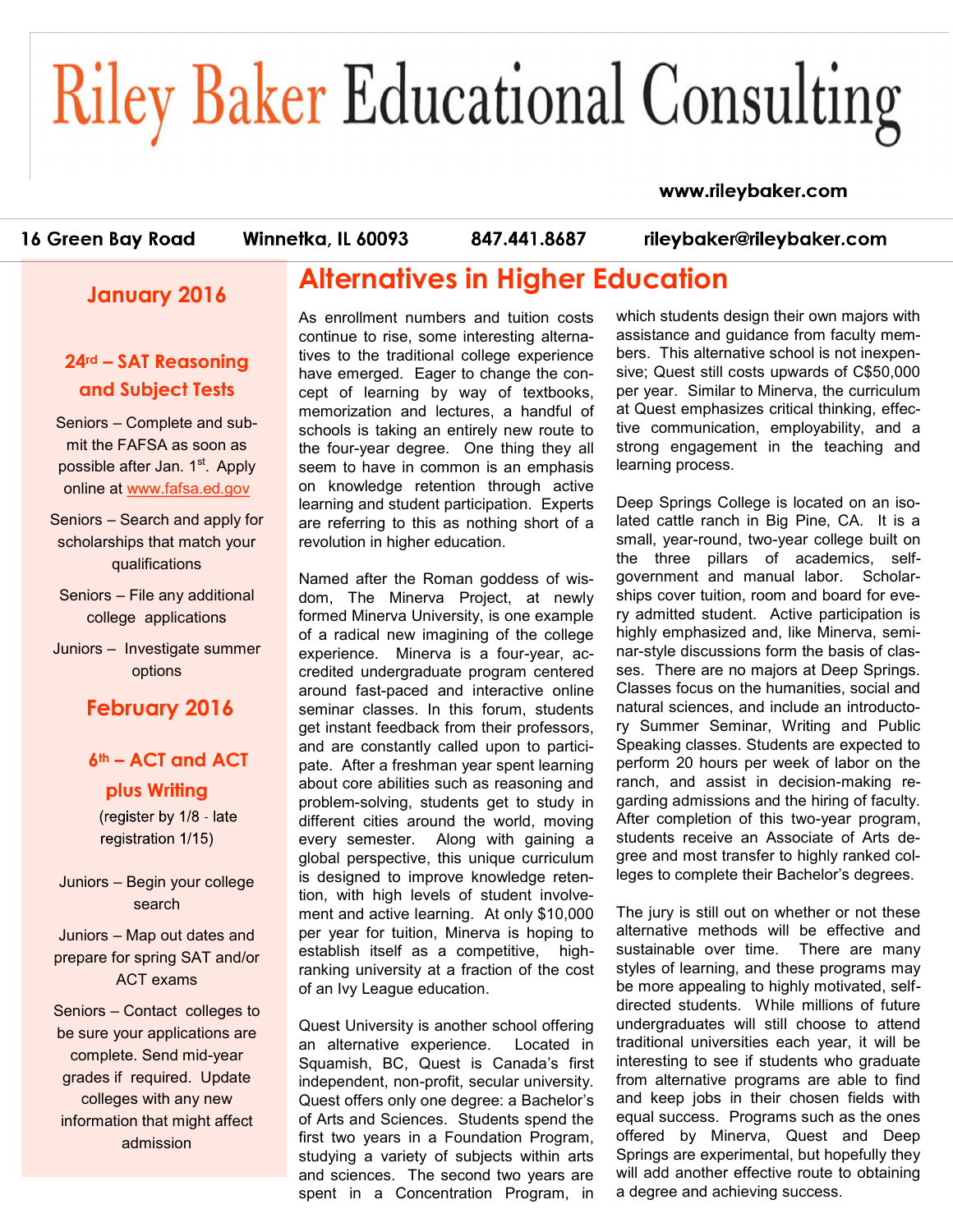# Riley Baker Educational Consulting

**www.rileybaker.com**

**16 Green Bay Road    Winnetka, IL 60093    847.441.8687    rileybaker@rileybaker.com**

## January 2016

### 24rd – SAT Reasoning and Subject Tests

Seniors – Complete and submit the FAFSA as soon as possible after Jan. 1st. Apply online at www.fafsa.ed.gov

Seniors – Search and apply for scholarships that match your qualifications

Seniors – File any additional college applications

Juniors – Investigate summer options

## February 2016

### 6th – ACT and ACT plus Writing

(register by 1/8 - late registration 1/15)

Juniors – Begin your college search

Juniors – Map out dates and prepare for spring SAT and/or ACT exams

Seniors – Contact colleges to be sure your applications are complete. Send mid-year grades if required. Update colleges with any new information that might affect admission

## Alternatives in Higher Education

As enrollment numbers and tuition costs continue to rise, some interesting alternatives to the traditional college experience have emerged. Eager to change the concept of learning by way of textbooks, memorization and lectures, a handful of schools is taking an entirely new route to the four-year degree. One thing they all seem to have in common is an emphasis on knowledge retention through active learning and student participation. Experts are referring to this as nothing short of a revolution in higher education.

Named after the Roman goddess of wisdom, The Minerva Project, at newly formed Minerva University, is one example of a radical new imagining of the college experience. Minerva is a four-year, accredited undergraduate program centered around fast-paced and interactive online seminar classes. In this forum, students get instant feedback from their professors, and are constantly called upon to participate. After a freshman year spent learning about core abilities such as reasoning and problem-solving, students get to study in different cities around the world, moving every semester. Along with gaining a global perspective, this unique curriculum is designed to improve knowledge retention, with high levels of student involvement and active learning. At only $10,000 per year for tuition, Minerva is hoping to establish itself as a competitive, high-ranking university at a fraction of the cost of an Ivy League education.

Quest University is another school offering an alternative experience. Located in Squamish, BC, Quest is Canada's first independent, non-profit, secular university. Quest offers only one degree: a Bachelor's of Arts and Sciences. Students spend the first two years in a Foundation Program, studying a variety of subjects within arts and sciences. The second two years are spent in a Concentration Program, in which students design their own majors with assistance and guidance from faculty members. This alternative school is not inexpensive; Quest still costs upwards of C$50,000 per year. Similar to Minerva, the curriculum at Quest emphasizes critical thinking, effective communication, employability, and a strong engagement in the teaching and learning process.

Deep Springs College is located on an isolated cattle ranch in Big Pine, CA. It is a small, year-round, two-year college built on the three pillars of academics, self-government and manual labor. Scholarships cover tuition, room and board for every admitted student. Active participation is highly emphasized and, like Minerva, seminar-style discussions form the basis of classes. There are no majors at Deep Springs. Classes focus on the humanities, social and natural sciences, and include an introductory Summer Seminar, Writing and Public Speaking classes. Students are expected to perform 20 hours per week of labor on the ranch, and assist in decision-making regarding admissions and the hiring of faculty. After completion of this two-year program, students receive an Associate of Arts degree and most transfer to highly ranked colleges to complete their Bachelor's degrees.

The jury is still out on whether or not these alternative methods will be effective and sustainable over time. There are many styles of learning, and these programs may be more appealing to highly motivated, self-directed students. While millions of future undergraduates will still choose to attend traditional universities each year, it will be interesting to see if students who graduate from alternative programs are able to find and keep jobs in their chosen fields with equal success. Programs such as the ones offered by Minerva, Quest and Deep Springs are experimental, but hopefully they will add another effective route to obtaining a degree and achieving success.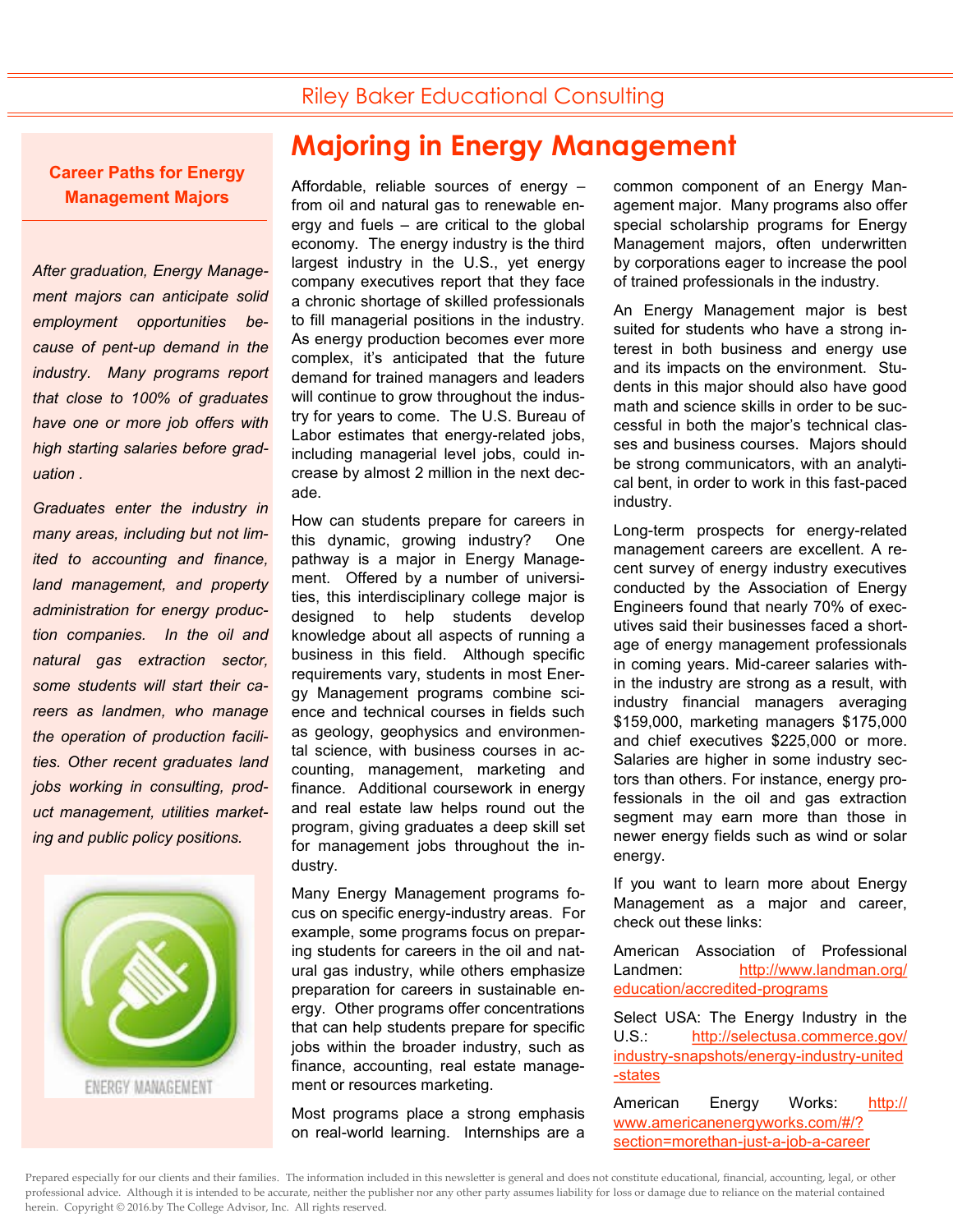# Majoring in Energy Management

Affordable, reliable sources of energy – from oil and natural gas to renewable energy and fuels – are critical to the global economy. The energy industry is the third largest industry in the U.S., yet energy company executives report that they face a chronic shortage of skilled professionals to fill managerial positions in the industry. As energy production becomes ever more complex, it's anticipated that the future demand for trained managers and leaders will continue to grow throughout the industry for years to come. The U.S. Bureau of Labor estimates that energy-related jobs, including managerial level jobs, could increase by almost 2 million in the next decade.

How can students prepare for careers in this dynamic, growing industry? One pathway is a major in Energy Management. Offered by a number of universities, this interdisciplinary college major is designed to help students develop knowledge about all aspects of running a business in this field. Although specific requirements vary, students in most Energy Management programs combine science and technical courses in fields such as geology, geophysics and environmental science, with business courses in accounting, management, marketing and finance. Additional coursework in energy and real estate law helps round out the program, giving graduates a deep skill set for management jobs throughout the industry.

Many Energy Management programs focus on specific energy-industry areas. For example, some programs focus on preparing students for careers in the oil and natural gas industry, while others emphasize preparation for careers in sustainable energy. Other programs offer concentrations that can help students prepare for specific jobs within the broader industry, such as finance, accounting, real estate management or resources marketing.

Most programs place a strong emphasis on real-world learning. Internships are a common component of an Energy Management major. Many programs also offer special scholarship programs for Energy Management majors, often underwritten by corporations eager to increase the pool of trained professionals in the industry.

An Energy Management major is best suited for students who have a strong interest in both business and energy use and its impacts on the environment. Students in this major should also have good math and science skills in order to be successful in both the major's technical classes and business courses. Majors should be strong communicators, with an analytical bent, in order to work in this fast-paced industry.

Long-term prospects for energy-related management careers are excellent. A recent survey of energy industry executives conducted by the Association of Energy Engineers found that nearly 70% of executives said their businesses faced a shortage of energy management professionals in coming years. Mid-career salaries within the industry are strong as a result, with industry financial managers averaging \$159,000, marketing managers \$175,000 and chief executives \$225,000 or more. Salaries are higher in some industry sectors than others. For instance, energy professionals in the oil and gas extraction segment may earn more than those in newer energy fields such as wind or solar energy.

If you want to learn more about Energy Management as a major and career, check out these links:

American Association of Professional Landmen: http://www.landman.org/education/accredited-programs

Select USA: The Energy Industry in the U.S.: http://selectusa.commerce.gov/industry-snapshots/energy-industry-united-states

American Energy Works: http://www.americanenergyworks.com/#/?section=morethan-just-a-job-a-career

## Career Paths for Energy Management Majors

*After graduation, Energy Management majors can anticipate solid employment opportunities because of pent-up demand in the industry. Many programs report that close to 100% of graduates have one or more job offers with high starting salaries before graduation .*

*Graduates enter the industry in many areas, including but not limited to accounting and finance, land management, and property administration for energy production companies. In the oil and natural gas extraction sector, some students will start their careers as landmen, who manage the operation of production facilities. Other recent graduates land jobs working in consulting, product management, utilities marketing and public policy positions.*

ENERGY MANAGEMENT

Prepared especially for our clients and their families. The information included in this newsletter is general and does not constitute educational, financial, accounting, legal, or other professional advice. Although it is intended to be accurate, neither the publisher nor any other party assumes liability for loss or damage due to reliance on the material contained herein. Copyright © 2016.by The College Advisor, Inc. All rights reserved.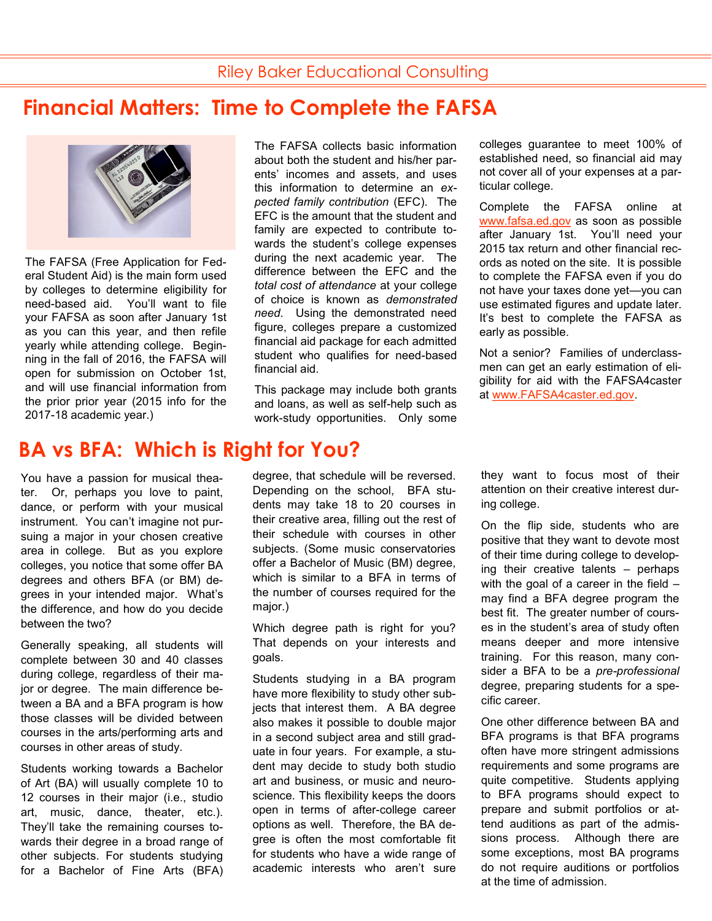## Financial Matters: Time to Complete the FAFSA

The FAFSA (Free Application for Federal Student Aid) is the main form used by colleges to determine eligibility for need-based aid. You'll want to file your FAFSA as soon after January 1st as you can this year, and then refile yearly while attending college. Beginning in the fall of 2016, the FAFSA will open for submission on October 1st, and will use financial information from the prior prior year (2015 info for the 2017-18 academic year.)

The FAFSA collects basic information about both the student and his/her parents' incomes and assets, and uses this information to determine an *expected family contribution* (EFC). The EFC is the amount that the student and family are expected to contribute towards the student's college expenses during the next academic year. The difference between the EFC and the *total cost of attendance* at your college of choice is known as *demonstrated need*. Using the demonstrated need figure, colleges prepare a customized financial aid package for each admitted student who qualifies for need-based financial aid.

This package may include both grants and loans, as well as self-help such as work-study opportunities. Only some colleges guarantee to meet 100% of established need, so financial aid may not cover all of your expenses at a particular college.

Complete the FAFSA online at www.fafsa.ed.gov as soon as possible after January 1st. You'll need your 2015 tax return and other financial records as noted on the site. It is possible to complete the FAFSA even if you do not have your taxes done yet—you can use estimated figures and update later. It's best to complete the FAFSA as early as possible.

Not a senior? Families of underclassmen can get an early estimation of eligibility for aid with the FAFSA4caster at www.FAFSA4caster.ed.gov.

## BA vs BFA: Which is Right for You?

You have a passion for musical theater. Or, perhaps you love to paint, dance, or perform with your musical instrument. You can't imagine not pursuing a major in your chosen creative area in college. But as you explore colleges, you notice that some offer BA degrees and others BFA (or BM) degrees in your intended major. What's the difference, and how do you decide between the two?

Generally speaking, all students will complete between 30 and 40 classes during college, regardless of their major or degree. The main difference between a BA and a BFA program is how those classes will be divided between courses in the arts/performing arts and courses in other areas of study.

Students working towards a Bachelor of Art (BA) will usually complete 10 to 12 courses in their major (i.e., studio art, music, dance, theater, etc.). They'll take the remaining courses towards their degree in a broad range of other subjects. For students studying for a Bachelor of Fine Arts (BFA) degree, that schedule will be reversed. Depending on the school, BFA students may take 18 to 20 courses in their creative area, filling out the rest of their schedule with courses in other subjects. (Some music conservatories offer a Bachelor of Music (BM) degree, which is similar to a BFA in terms of the number of courses required for the major.)

Which degree path is right for you? That depends on your interests and goals.

Students studying in a BA program have more flexibility to study other subjects that interest them. A BA degree also makes it possible to double major in a second subject area and still graduate in four years. For example, a student may decide to study both studio art and business, or music and neuroscience. This flexibility keeps the doors open in terms of after-college career options as well. Therefore, the BA degree is often the most comfortable fit for students who have a wide range of academic interests who aren't sure they want to focus most of their attention on their creative interest during college.

On the flip side, students who are positive that they want to devote most of their time during college to developing their creative talents – perhaps with the goal of a career in the field – may find a BFA degree program the best fit. The greater number of courses in the student's area of study often means deeper and more intensive training. For this reason, many consider a BFA to be a *pre-professional* degree, preparing students for a specific career.

One other difference between BA and BFA programs is that BFA programs often have more stringent admissions requirements and some programs are quite competitive. Students applying to BFA programs should expect to prepare and submit portfolios or attend auditions as part of the admissions process. Although there are some exceptions, most BA programs do not require auditions or portfolios at the time of admission.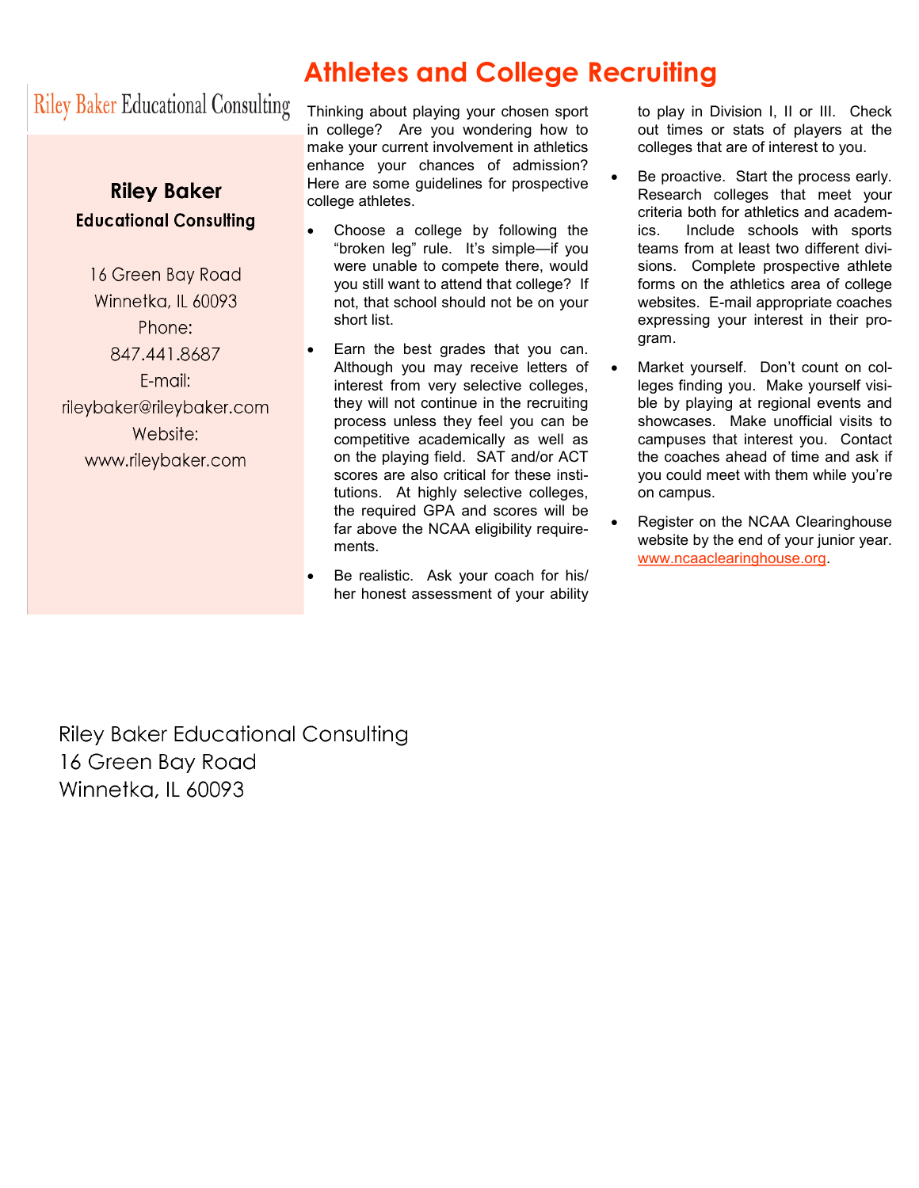Riley Baker Educational Consulting

**Riley Baker**

**Educational Consulting**

16 Green Bay Road
Winnetka, IL 60093
Phone:
847.441.8687
E-mail:
rileybaker@rileybaker.com
Website:
www.rileybaker.com

# Athletes and College Recruiting

Thinking about playing your chosen sport in college? Are you wondering how to make your current involvement in athletics enhance your chances of admission? Here are some guidelines for prospective college athletes.

- Choose a college by following the "broken leg" rule. It's simple—if you were unable to compete there, would you still want to attend that college? If not, that school should not be on your short list.
- Earn the best grades that you can. Although you may receive letters of interest from very selective colleges, they will not continue in the recruiting process unless they feel you can be competitive academically as well as on the playing field. SAT and/or ACT scores are also critical for these institutions. At highly selective colleges, the required GPA and scores will be far above the NCAA eligibility requirements.
- Be realistic. Ask your coach for his/her honest assessment of your ability to play in Division I, II or III. Check out times or stats of players at the colleges that are of interest to you.
- Be proactive. Start the process early. Research colleges that meet your criteria both for athletics and academics. Include schools with sports teams from at least two different divisions. Complete prospective athlete forms on the athletics area of college websites. E-mail appropriate coaches expressing your interest in their program.
- Market yourself. Don't count on colleges finding you. Make yourself visible by playing at regional events and showcases. Make unofficial visits to campuses that interest you. Contact the coaches ahead of time and ask if you could meet with them while you're on campus.
- Register on the NCAA Clearinghouse website by the end of your junior year. www.ncaaclearinghouse.org.

Riley Baker Educational Consulting
16 Green Bay Road
Winnetka, IL 60093